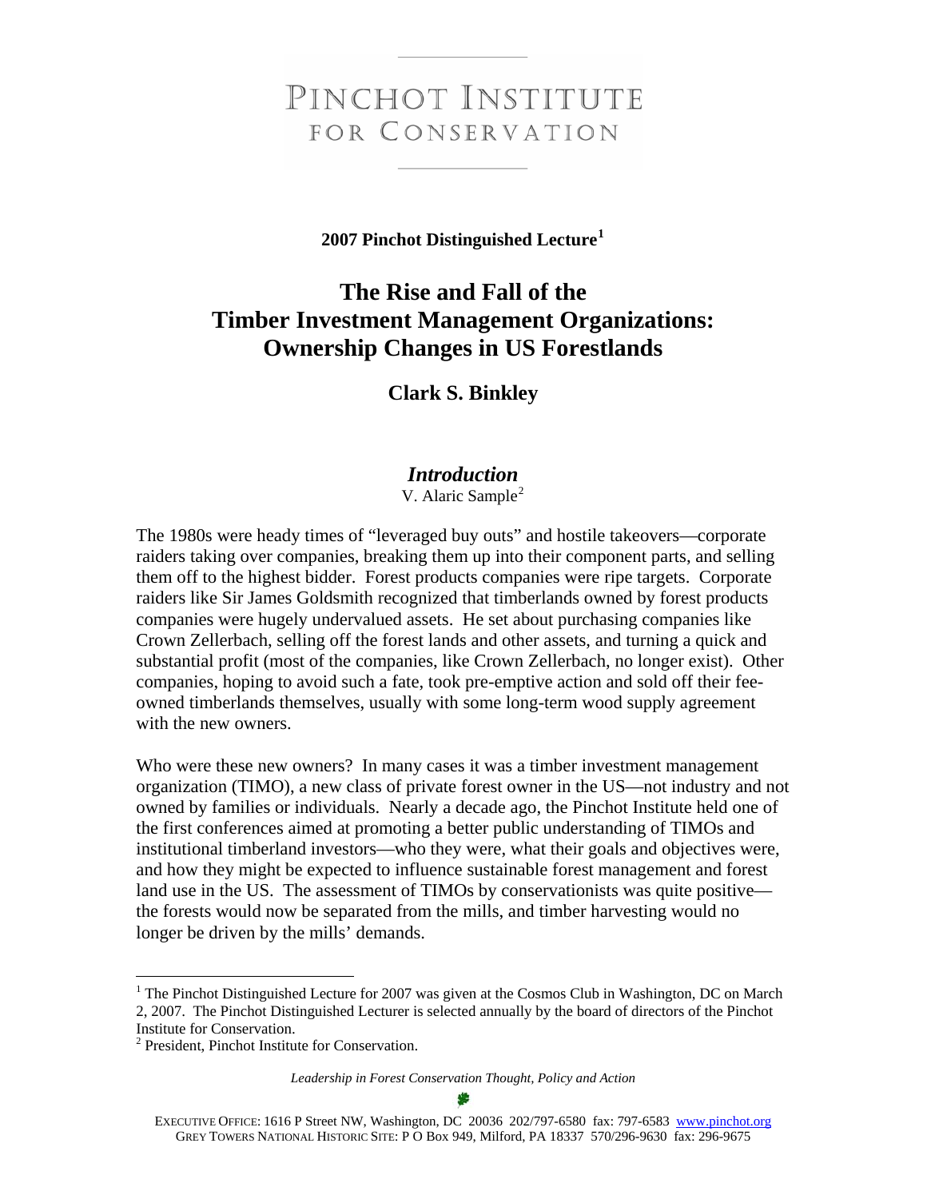# PINCHOT INSTITUTE FOR CONSERVATION

**2007 Pinchot Distinguished Lecture**[1]

# The Rise and Fall of the Timber Investment Management Organizations: Ownership Changes in US Forestlands

## Clark S. Binkley

## *Introduction*

V. Alaric Sample[2]

The 1980s were heady times of "leveraged buy outs" and hostile takeovers—corporate raiders taking over companies, breaking them up into their component parts, and selling them off to the highest bidder. Forest products companies were ripe targets. Corporate raiders like Sir James Goldsmith recognized that timberlands owned by forest products companies were hugely undervalued assets. He set about purchasing companies like Crown Zellerbach, selling off the forest lands and other assets, and turning a quick and substantial profit (most of the companies, like Crown Zellerbach, no longer exist). Other companies, hoping to avoid such a fate, took pre-emptive action and sold off their fee-owned timberlands themselves, usually with some long-term wood supply agreement with the new owners.

Who were these new owners? In many cases it was a timber investment management organization (TIMO), a new class of private forest owner in the US—not industry and not owned by families or individuals. Nearly a decade ago, the Pinchot Institute held one of the first conferences aimed at promoting a better public understanding of TIMOs and institutional timberland investors—who they were, what their goals and objectives were, and how they might be expected to influence sustainable forest management and forest land use in the US. The assessment of TIMOs by conservationists was quite positive—the forests would now be separated from the mills, and timber harvesting would no longer be driven by the mills' demands.

---

[1] The Pinchot Distinguished Lecture for 2007 was given at the Cosmos Club in Washington, DC on March 2, 2007. The Pinchot Distinguished Lecturer is selected annually by the board of directors of the Pinchot Institute for Conservation.

[2] President, Pinchot Institute for Conservation.

*Leadership in Forest Conservation Thought, Policy and Action*

EXECUTIVE OFFICE: 1616 P Street NW, Washington, DC 20036 202/797-6580 fax: 797-6583 www.pinchot.org
GREY TOWERS NATIONAL HISTORIC SITE: P O Box 949, Milford, PA 18337 570/296-9630 fax: 296-9675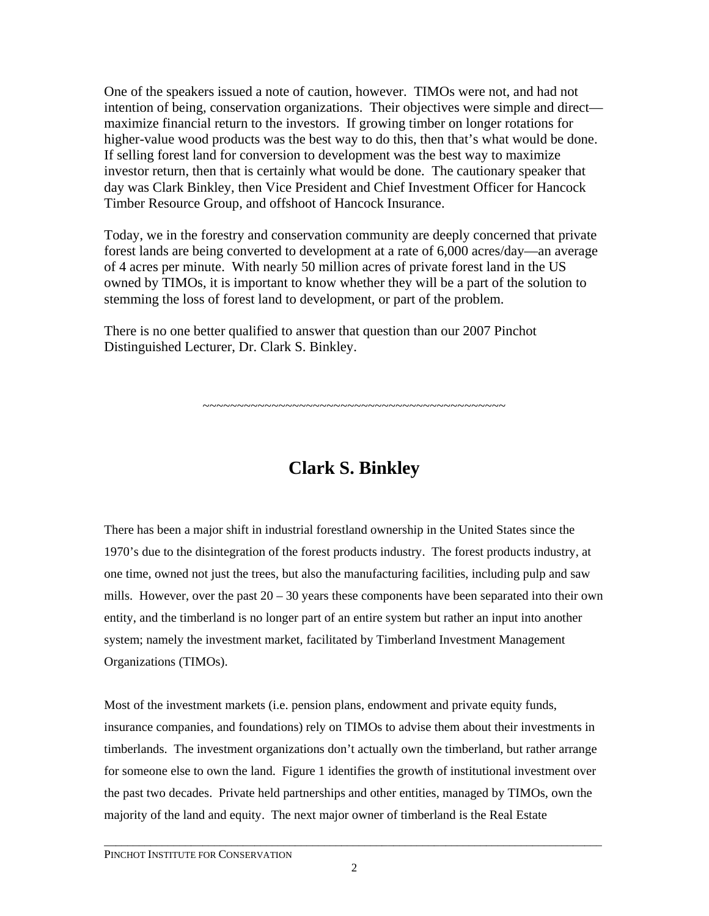One of the speakers issued a note of caution, however. TIMOs were not, and had not intention of being, conservation organizations. Their objectives were simple and direct—maximize financial return to the investors. If growing timber on longer rotations for higher-value wood products was the best way to do this, then that's what would be done. If selling forest land for conversion to development was the best way to maximize investor return, then that is certainly what would be done. The cautionary speaker that day was Clark Binkley, then Vice President and Chief Investment Officer for Hancock Timber Resource Group, and offshoot of Hancock Insurance.

Today, we in the forestry and conservation community are deeply concerned that private forest lands are being converted to development at a rate of 6,000 acres/day—an average of 4 acres per minute. With nearly 50 million acres of private forest land in the US owned by TIMOs, it is important to know whether they will be a part of the solution to stemming the loss of forest land to development, or part of the problem.

There is no one better qualified to answer that question than our 2007 Pinchot Distinguished Lecturer, Dr. Clark S. Binkley.

~~~~~~~~~~~~~~~~~~~~~~~~~~~~~~~~~~~~~~~~~~~~~

## Clark S. Binkley

There has been a major shift in industrial forestland ownership in the United States since the 1970's due to the disintegration of the forest products industry. The forest products industry, at one time, owned not just the trees, but also the manufacturing facilities, including pulp and saw mills. However, over the past 20 – 30 years these components have been separated into their own entity, and the timberland is no longer part of an entire system but rather an input into another system; namely the investment market, facilitated by Timberland Investment Management Organizations (TIMOs).

Most of the investment markets (i.e. pension plans, endowment and private equity funds, insurance companies, and foundations) rely on TIMOs to advise them about their investments in timberlands. The investment organizations don't actually own the timberland, but rather arrange for someone else to own the land. Figure 1 identifies the growth of institutional investment over the past two decades. Private held partnerships and other entities, managed by TIMOs, own the majority of the land and equity. The next major owner of timberland is the Real Estate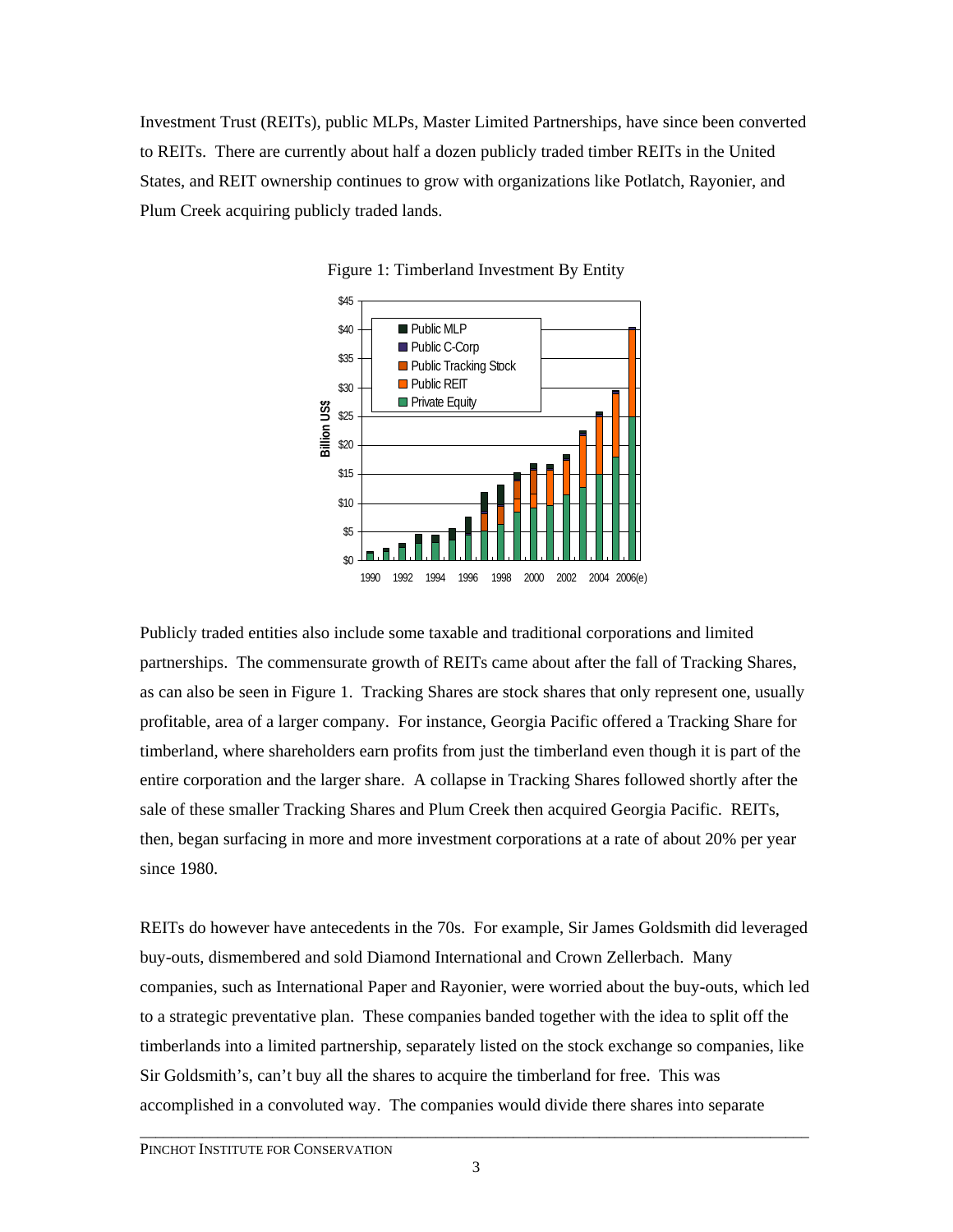Investment Trust (REITs), public MLPs, Master Limited Partnerships, have since been converted to REITs. There are currently about half a dozen publicly traded timber REITs in the United States, and REIT ownership continues to grow with organizations like Potlatch, Rayonier, and Plum Creek acquiring publicly traded lands.

Figure 1: Timberland Investment By Entity

Publicly traded entities also include some taxable and traditional corporations and limited partnerships. The commensurate growth of REITs came about after the fall of Tracking Shares, as can also be seen in Figure 1. Tracking Shares are stock shares that only represent one, usually profitable, area of a larger company. For instance, Georgia Pacific offered a Tracking Share for timberland, where shareholders earn profits from just the timberland even though it is part of the entire corporation and the larger share. A collapse in Tracking Shares followed shortly after the sale of these smaller Tracking Shares and Plum Creek then acquired Georgia Pacific. REITs, then, began surfacing in more and more investment corporations at a rate of about 20% per year since 1980.

REITs do however have antecedents in the 70s. For example, Sir James Goldsmith did leveraged buy-outs, dismembered and sold Diamond International and Crown Zellerbach. Many companies, such as International Paper and Rayonier, were worried about the buy-outs, which led to a strategic preventative plan. These companies banded together with the idea to split off the timberlands into a limited partnership, separately listed on the stock exchange so companies, like Sir Goldsmith's, can't buy all the shares to acquire the timberland for free. This was accomplished in a convoluted way. The companies would divide there shares into separate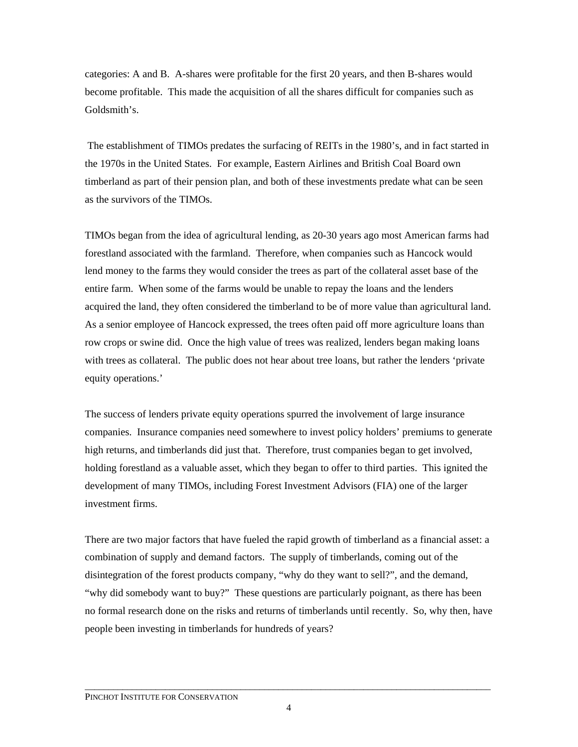categories: A and B. A-shares were profitable for the first 20 years, and then B-shares would become profitable. This made the acquisition of all the shares difficult for companies such as Goldsmith's.

The establishment of TIMOs predates the surfacing of REITs in the 1980's, and in fact started in the 1970s in the United States. For example, Eastern Airlines and British Coal Board own timberland as part of their pension plan, and both of these investments predate what can be seen as the survivors of the TIMOs.

TIMOs began from the idea of agricultural lending, as 20-30 years ago most American farms had forestland associated with the farmland. Therefore, when companies such as Hancock would lend money to the farms they would consider the trees as part of the collateral asset base of the entire farm. When some of the farms would be unable to repay the loans and the lenders acquired the land, they often considered the timberland to be of more value than agricultural land. As a senior employee of Hancock expressed, the trees often paid off more agriculture loans than row crops or swine did. Once the high value of trees was realized, lenders began making loans with trees as collateral. The public does not hear about tree loans, but rather the lenders 'private equity operations.'

The success of lenders private equity operations spurred the involvement of large insurance companies. Insurance companies need somewhere to invest policy holders' premiums to generate high returns, and timberlands did just that. Therefore, trust companies began to get involved, holding forestland as a valuable asset, which they began to offer to third parties. This ignited the development of many TIMOs, including Forest Investment Advisors (FIA) one of the larger investment firms.

There are two major factors that have fueled the rapid growth of timberland as a financial asset: a combination of supply and demand factors. The supply of timberlands, coming out of the disintegration of the forest products company, "why do they want to sell?", and the demand, "why did somebody want to buy?" These questions are particularly poignant, as there has been no formal research done on the risks and returns of timberlands until recently. So, why then, have people been investing in timberlands for hundreds of years?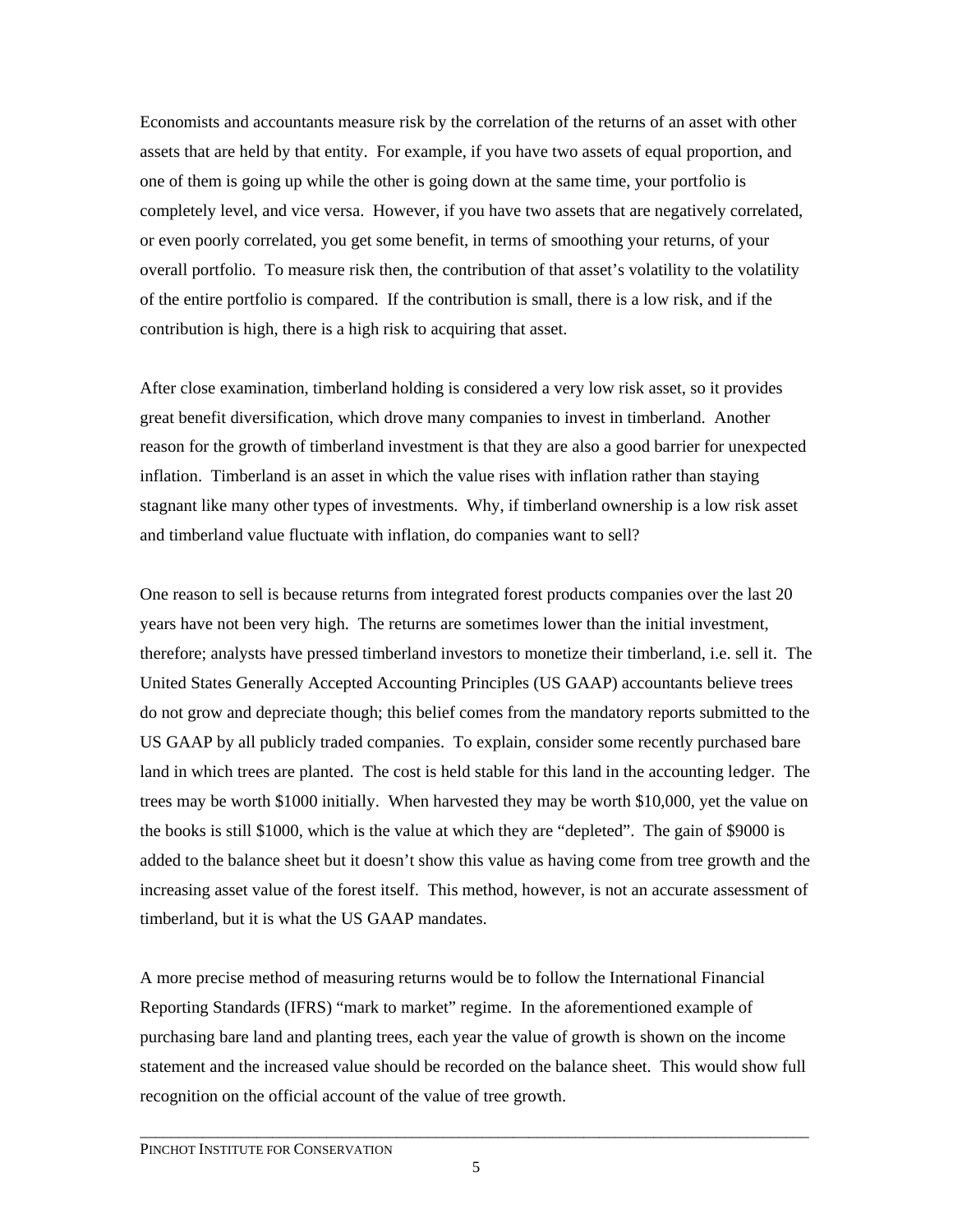Economists and accountants measure risk by the correlation of the returns of an asset with other assets that are held by that entity. For example, if you have two assets of equal proportion, and one of them is going up while the other is going down at the same time, your portfolio is completely level, and vice versa. However, if you have two assets that are negatively correlated, or even poorly correlated, you get some benefit, in terms of smoothing your returns, of your overall portfolio. To measure risk then, the contribution of that asset's volatility to the volatility of the entire portfolio is compared. If the contribution is small, there is a low risk, and if the contribution is high, there is a high risk to acquiring that asset.

After close examination, timberland holding is considered a very low risk asset, so it provides great benefit diversification, which drove many companies to invest in timberland. Another reason for the growth of timberland investment is that they are also a good barrier for unexpected inflation. Timberland is an asset in which the value rises with inflation rather than staying stagnant like many other types of investments. Why, if timberland ownership is a low risk asset and timberland value fluctuate with inflation, do companies want to sell?

One reason to sell is because returns from integrated forest products companies over the last 20 years have not been very high. The returns are sometimes lower than the initial investment, therefore; analysts have pressed timberland investors to monetize their timberland, i.e. sell it. The United States Generally Accepted Accounting Principles (US GAAP) accountants believe trees do not grow and depreciate though; this belief comes from the mandatory reports submitted to the US GAAP by all publicly traded companies. To explain, consider some recently purchased bare land in which trees are planted. The cost is held stable for this land in the accounting ledger. The trees may be worth $1000 initially. When harvested they may be worth $10,000, yet the value on the books is still $1000, which is the value at which they are "depleted". The gain of $9000 is added to the balance sheet but it doesn't show this value as having come from tree growth and the increasing asset value of the forest itself. This method, however, is not an accurate assessment of timberland, but it is what the US GAAP mandates.

A more precise method of measuring returns would be to follow the International Financial Reporting Standards (IFRS) "mark to market" regime. In the aforementioned example of purchasing bare land and planting trees, each year the value of growth is shown on the income statement and the increased value should be recorded on the balance sheet. This would show full recognition on the official account of the value of tree growth.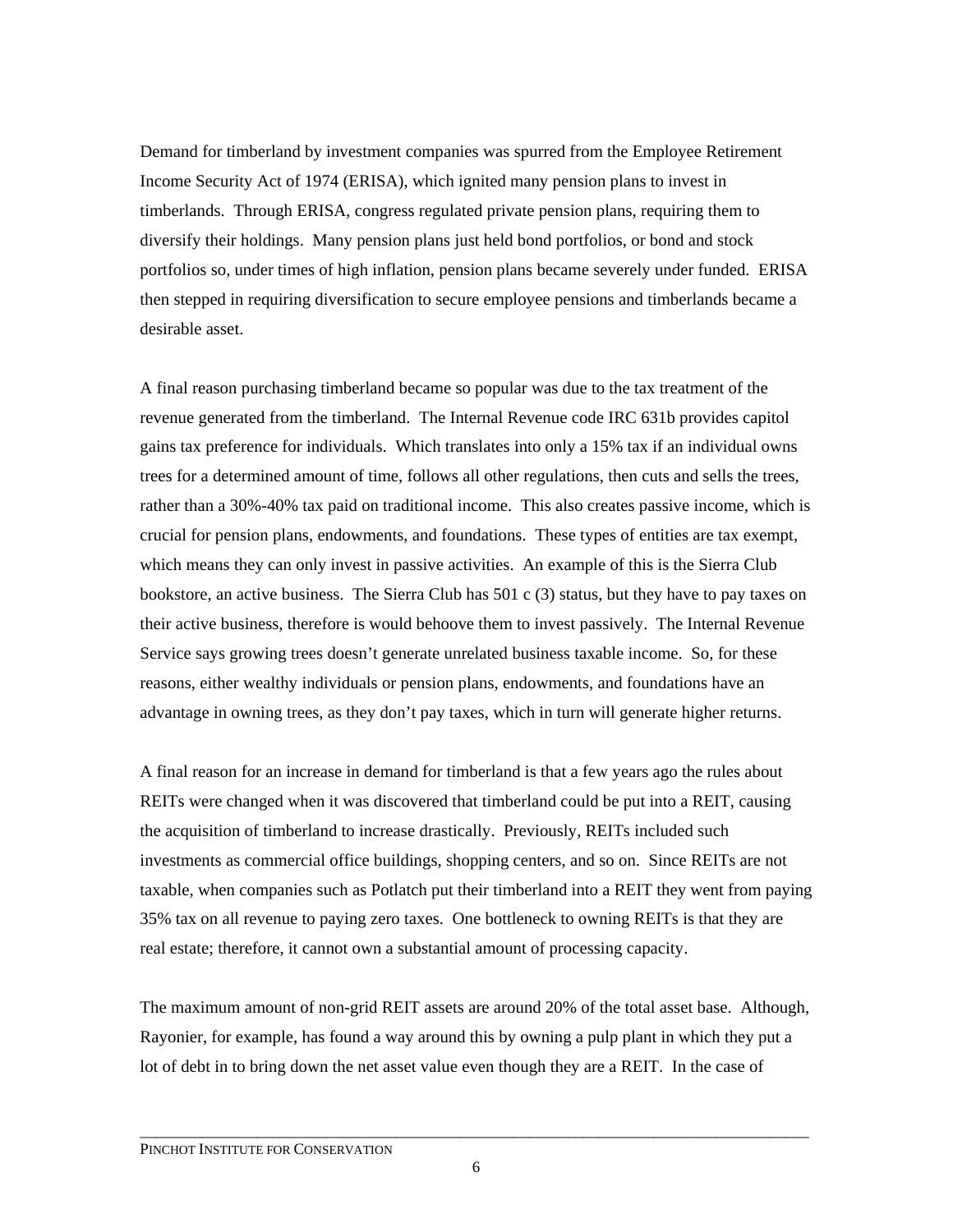Demand for timberland by investment companies was spurred from the Employee Retirement Income Security Act of 1974 (ERISA), which ignited many pension plans to invest in timberlands. Through ERISA, congress regulated private pension plans, requiring them to diversify their holdings. Many pension plans just held bond portfolios, or bond and stock portfolios so, under times of high inflation, pension plans became severely under funded. ERISA then stepped in requiring diversification to secure employee pensions and timberlands became a desirable asset.

A final reason purchasing timberland became so popular was due to the tax treatment of the revenue generated from the timberland. The Internal Revenue code IRC 631b provides capitol gains tax preference for individuals. Which translates into only a 15% tax if an individual owns trees for a determined amount of time, follows all other regulations, then cuts and sells the trees, rather than a 30%-40% tax paid on traditional income. This also creates passive income, which is crucial for pension plans, endowments, and foundations. These types of entities are tax exempt, which means they can only invest in passive activities. An example of this is the Sierra Club bookstore, an active business. The Sierra Club has 501 c (3) status, but they have to pay taxes on their active business, therefore is would behoove them to invest passively. The Internal Revenue Service says growing trees doesn't generate unrelated business taxable income. So, for these reasons, either wealthy individuals or pension plans, endowments, and foundations have an advantage in owning trees, as they don't pay taxes, which in turn will generate higher returns.

A final reason for an increase in demand for timberland is that a few years ago the rules about REITs were changed when it was discovered that timberland could be put into a REIT, causing the acquisition of timberland to increase drastically. Previously, REITs included such investments as commercial office buildings, shopping centers, and so on. Since REITs are not taxable, when companies such as Potlatch put their timberland into a REIT they went from paying 35% tax on all revenue to paying zero taxes. One bottleneck to owning REITs is that they are real estate; therefore, it cannot own a substantial amount of processing capacity.

The maximum amount of non-grid REIT assets are around 20% of the total asset base. Although, Rayonier, for example, has found a way around this by owning a pulp plant in which they put a lot of debt in to bring down the net asset value even though they are a REIT. In the case of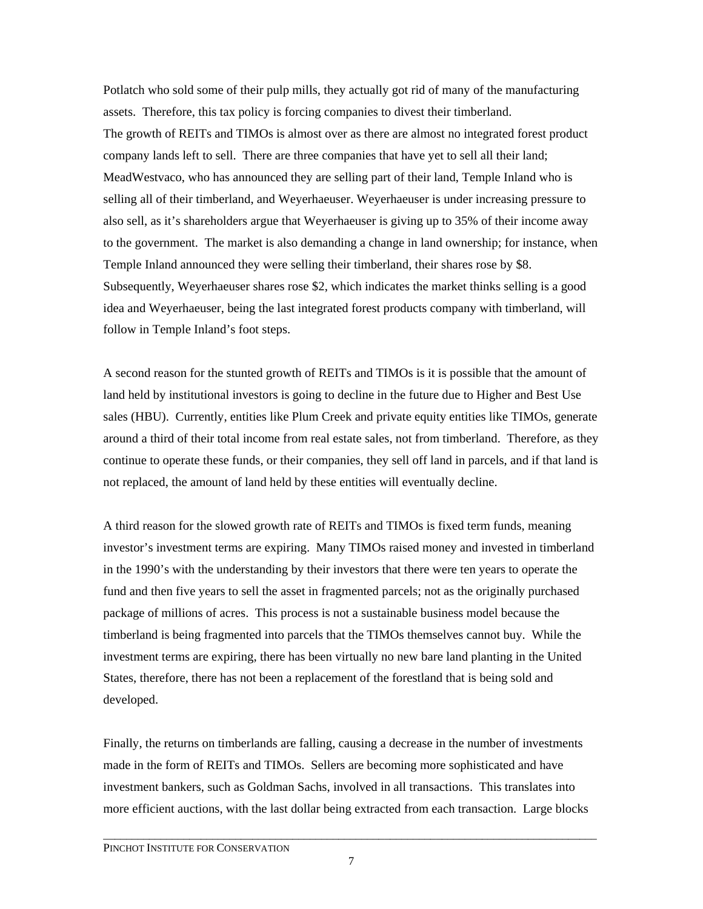Potlatch who sold some of their pulp mills, they actually got rid of many of the manufacturing assets. Therefore, this tax policy is forcing companies to divest their timberland.
The growth of REITs and TIMOs is almost over as there are almost no integrated forest product company lands left to sell. There are three companies that have yet to sell all their land; MeadWestvaco, who has announced they are selling part of their land, Temple Inland who is selling all of their timberland, and Weyerhaeuser. Weyerhaeuser is under increasing pressure to also sell, as it's shareholders argue that Weyerhaeuser is giving up to 35% of their income away to the government. The market is also demanding a change in land ownership; for instance, when Temple Inland announced they were selling their timberland, their shares rose by $8. Subsequently, Weyerhaeuser shares rose $2, which indicates the market thinks selling is a good idea and Weyerhaeuser, being the last integrated forest products company with timberland, will follow in Temple Inland's foot steps.

A second reason for the stunted growth of REITs and TIMOs is it is possible that the amount of land held by institutional investors is going to decline in the future due to Higher and Best Use sales (HBU). Currently, entities like Plum Creek and private equity entities like TIMOs, generate around a third of their total income from real estate sales, not from timberland. Therefore, as they continue to operate these funds, or their companies, they sell off land in parcels, and if that land is not replaced, the amount of land held by these entities will eventually decline.

A third reason for the slowed growth rate of REITs and TIMOs is fixed term funds, meaning investor's investment terms are expiring. Many TIMOs raised money and invested in timberland in the 1990's with the understanding by their investors that there were ten years to operate the fund and then five years to sell the asset in fragmented parcels; not as the originally purchased package of millions of acres. This process is not a sustainable business model because the timberland is being fragmented into parcels that the TIMOs themselves cannot buy. While the investment terms are expiring, there has been virtually no new bare land planting in the United States, therefore, there has not been a replacement of the forestland that is being sold and developed.

Finally, the returns on timberlands are falling, causing a decrease in the number of investments made in the form of REITs and TIMOs. Sellers are becoming more sophisticated and have investment bankers, such as Goldman Sachs, involved in all transactions. This translates into more efficient auctions, with the last dollar being extracted from each transaction. Large blocks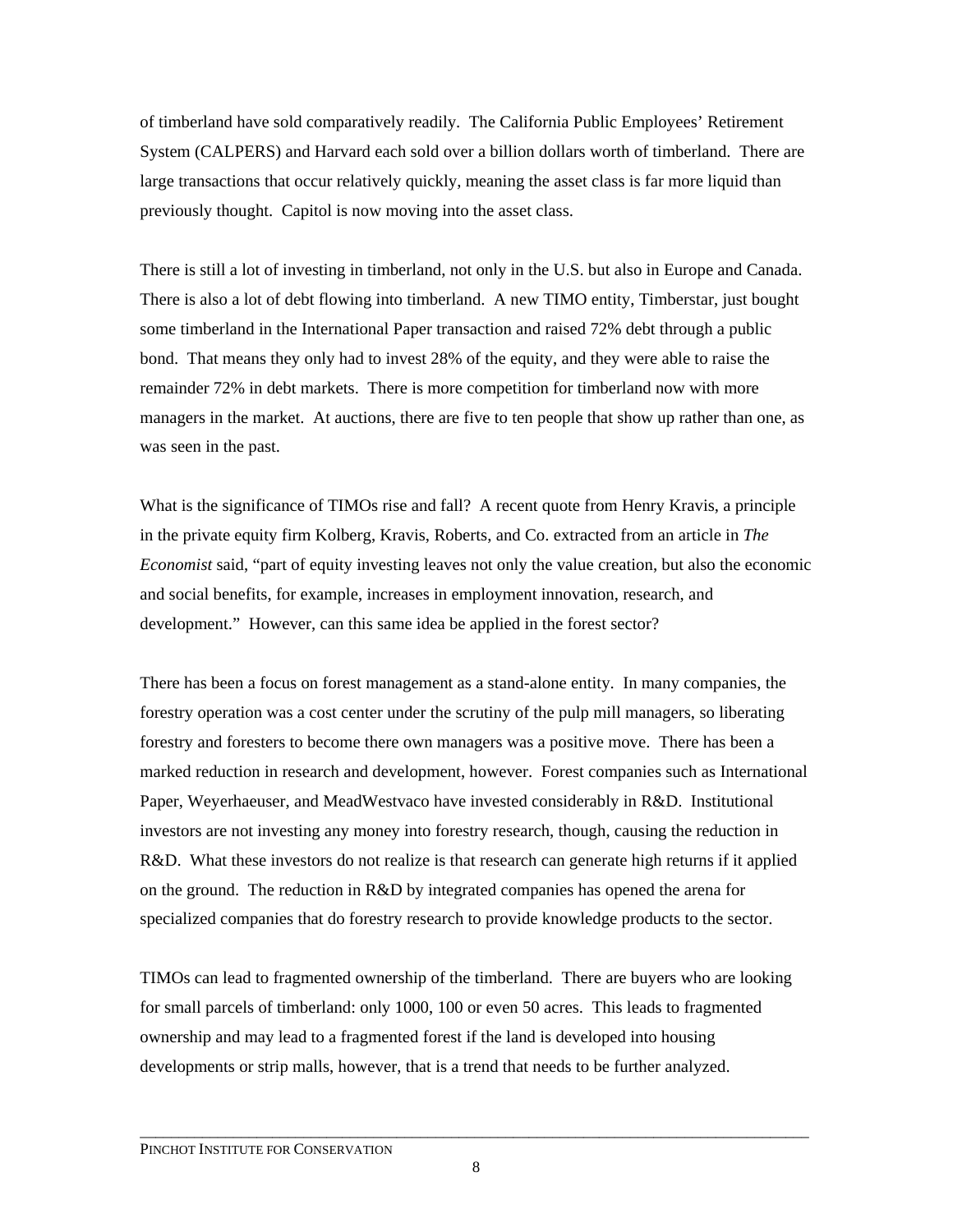of timberland have sold comparatively readily. The California Public Employees' Retirement System (CALPERS) and Harvard each sold over a billion dollars worth of timberland. There are large transactions that occur relatively quickly, meaning the asset class is far more liquid than previously thought. Capitol is now moving into the asset class.

There is still a lot of investing in timberland, not only in the U.S. but also in Europe and Canada. There is also a lot of debt flowing into timberland. A new TIMO entity, Timberstar, just bought some timberland in the International Paper transaction and raised 72% debt through a public bond. That means they only had to invest 28% of the equity, and they were able to raise the remainder 72% in debt markets. There is more competition for timberland now with more managers in the market. At auctions, there are five to ten people that show up rather than one, as was seen in the past.

What is the significance of TIMOs rise and fall? A recent quote from Henry Kravis, a principle in the private equity firm Kolberg, Kravis, Roberts, and Co. extracted from an article in *The Economist* said, "part of equity investing leaves not only the value creation, but also the economic and social benefits, for example, increases in employment innovation, research, and development." However, can this same idea be applied in the forest sector?

There has been a focus on forest management as a stand-alone entity. In many companies, the forestry operation was a cost center under the scrutiny of the pulp mill managers, so liberating forestry and foresters to become there own managers was a positive move. There has been a marked reduction in research and development, however. Forest companies such as International Paper, Weyerhaeuser, and MeadWestvaco have invested considerably in R&D. Institutional investors are not investing any money into forestry research, though, causing the reduction in R&D. What these investors do not realize is that research can generate high returns if it applied on the ground. The reduction in R&D by integrated companies has opened the arena for specialized companies that do forestry research to provide knowledge products to the sector.

TIMOs can lead to fragmented ownership of the timberland. There are buyers who are looking for small parcels of timberland: only 1000, 100 or even 50 acres. This leads to fragmented ownership and may lead to a fragmented forest if the land is developed into housing developments or strip malls, however, that is a trend that needs to be further analyzed.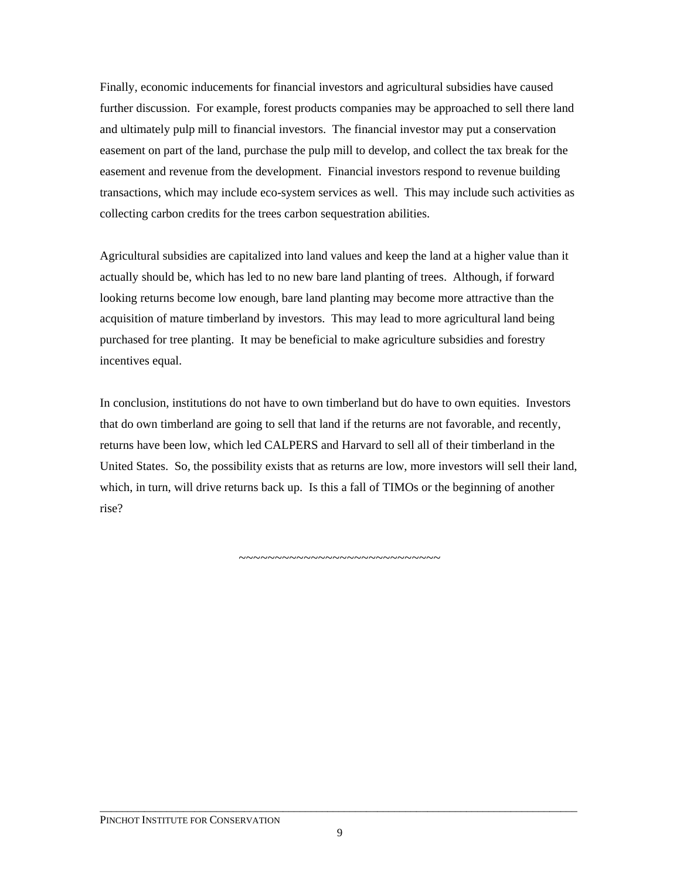Finally, economic inducements for financial investors and agricultural subsidies have caused further discussion. For example, forest products companies may be approached to sell there land and ultimately pulp mill to financial investors. The financial investor may put a conservation easement on part of the land, purchase the pulp mill to develop, and collect the tax break for the easement and revenue from the development. Financial investors respond to revenue building transactions, which may include eco-system services as well. This may include such activities as collecting carbon credits for the trees carbon sequestration abilities.

Agricultural subsidies are capitalized into land values and keep the land at a higher value than it actually should be, which has led to no new bare land planting of trees. Although, if forward looking returns become low enough, bare land planting may become more attractive than the acquisition of mature timberland by investors. This may lead to more agricultural land being purchased for tree planting. It may be beneficial to make agriculture subsidies and forestry incentives equal.

In conclusion, institutions do not have to own timberland but do have to own equities. Investors that do own timberland are going to sell that land if the returns are not favorable, and recently, returns have been low, which led CALPERS and Harvard to sell all of their timberland in the United States. So, the possibility exists that as returns are low, more investors will sell their land, which, in turn, will drive returns back up. Is this a fall of TIMOs or the beginning of another rise?

~~~~~~~~~~~~~~~~~~~~~~~~~~~~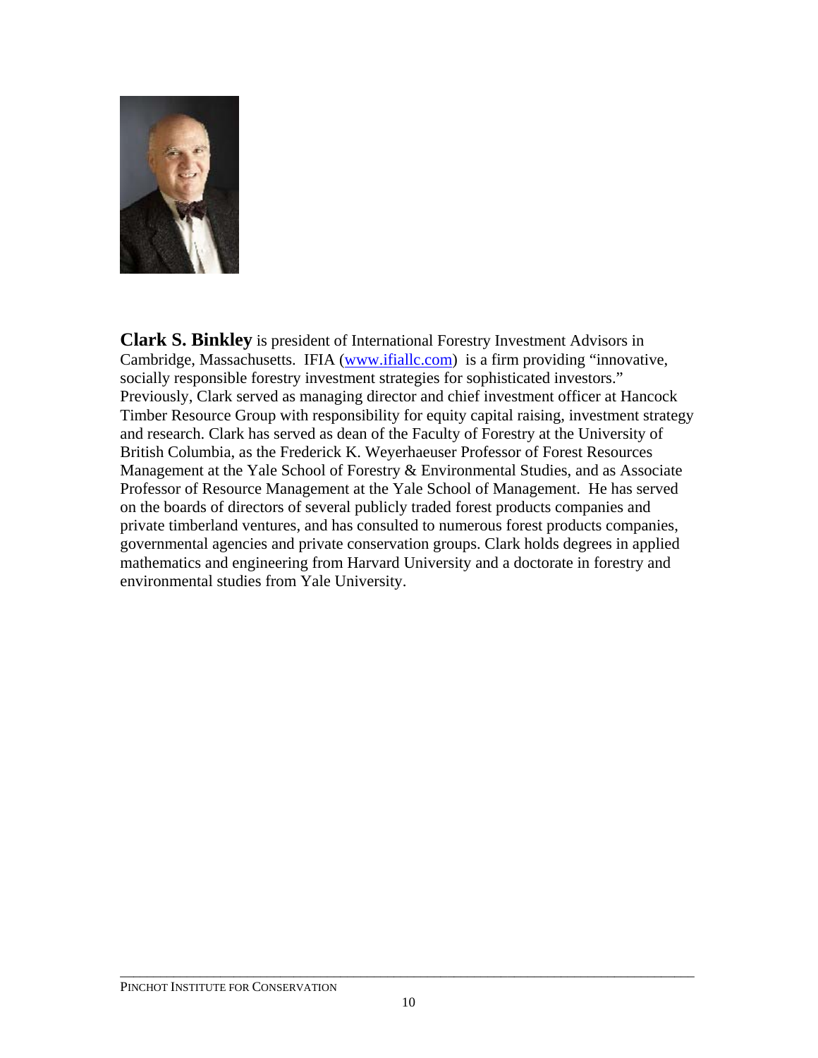**Clark S. Binkley** is president of International Forestry Investment Advisors in Cambridge, Massachusetts. IFIA (www.ifiallc.com) is a firm providing "innovative, socially responsible forestry investment strategies for sophisticated investors." Previously, Clark served as managing director and chief investment officer at Hancock Timber Resource Group with responsibility for equity capital raising, investment strategy and research. Clark has served as dean of the Faculty of Forestry at the University of British Columbia, as the Frederick K. Weyerhaeuser Professor of Forest Resources Management at the Yale School of Forestry & Environmental Studies, and as Associate Professor of Resource Management at the Yale School of Management. He has served on the boards of directors of several publicly traded forest products companies and private timberland ventures, and has consulted to numerous forest products companies, governmental agencies and private conservation groups. Clark holds degrees in applied mathematics and engineering from Harvard University and a doctorate in forestry and environmental studies from Yale University.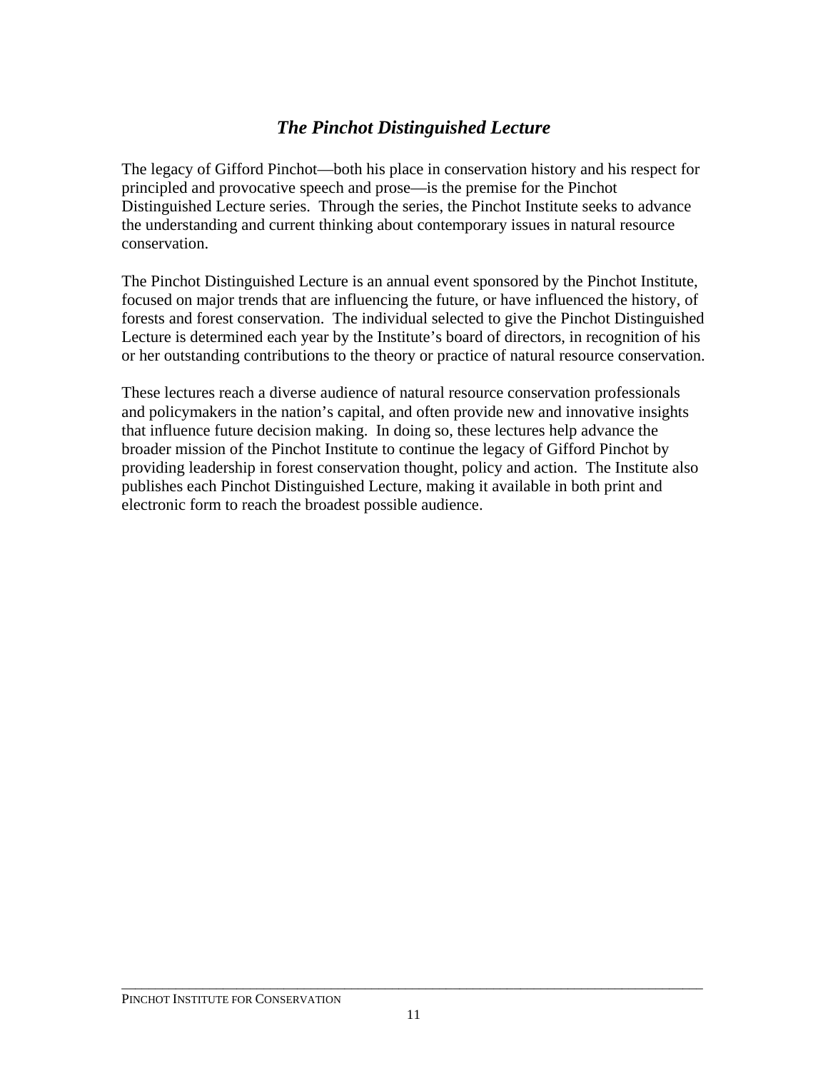## *The Pinchot Distinguished Lecture*

The legacy of Gifford Pinchot—both his place in conservation history and his respect for principled and provocative speech and prose—is the premise for the Pinchot Distinguished Lecture series. Through the series, the Pinchot Institute seeks to advance the understanding and current thinking about contemporary issues in natural resource conservation.

The Pinchot Distinguished Lecture is an annual event sponsored by the Pinchot Institute, focused on major trends that are influencing the future, or have influenced the history, of forests and forest conservation. The individual selected to give the Pinchot Distinguished Lecture is determined each year by the Institute's board of directors, in recognition of his or her outstanding contributions to the theory or practice of natural resource conservation.

These lectures reach a diverse audience of natural resource conservation professionals and policymakers in the nation's capital, and often provide new and innovative insights that influence future decision making. In doing so, these lectures help advance the broader mission of the Pinchot Institute to continue the legacy of Gifford Pinchot by providing leadership in forest conservation thought, policy and action. The Institute also publishes each Pinchot Distinguished Lecture, making it available in both print and electronic form to reach the broadest possible audience.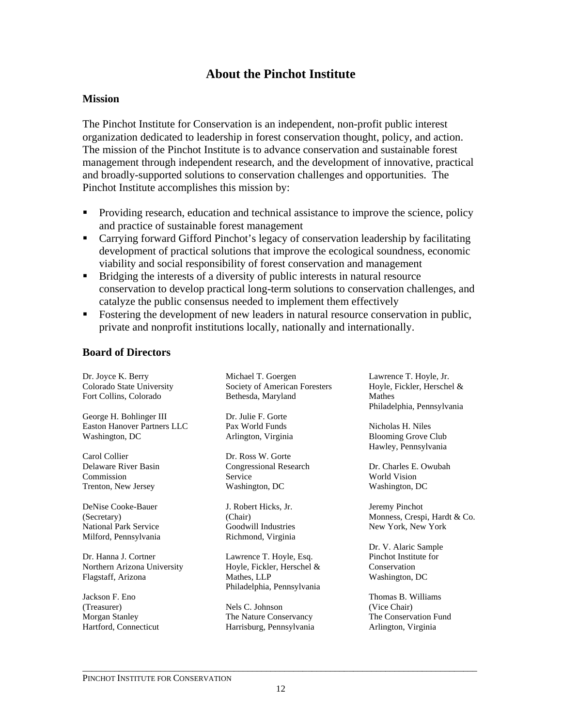# About the Pinchot Institute

## Mission

The Pinchot Institute for Conservation is an independent, non-profit public interest organization dedicated to leadership in forest conservation thought, policy, and action. The mission of the Pinchot Institute is to advance conservation and sustainable forest management through independent research, and the development of innovative, practical and broadly-supported solutions to conservation challenges and opportunities. The Pinchot Institute accomplishes this mission by:

- Providing research, education and technical assistance to improve the science, policy and practice of sustainable forest management
- Carrying forward Gifford Pinchot's legacy of conservation leadership by facilitating development of practical solutions that improve the ecological soundness, economic viability and social responsibility of forest conservation and management
- Bridging the interests of a diversity of public interests in natural resource conservation to develop practical long-term solutions to conservation challenges, and catalyze the public consensus needed to implement them effectively
- Fostering the development of new leaders in natural resource conservation in public, private and nonprofit institutions locally, nationally and internationally.

## Board of Directors

Dr. Joyce K. Berry
Colorado State University
Fort Collins, Colorado

George H. Bohlinger III
Easton Hanover Partners LLC
Washington, DC

Carol Collier
Delaware River Basin Commission
Trenton, New Jersey

DeNise Cooke-Bauer
(Secretary)
National Park Service
Milford, Pennsylvania

Dr. Hanna J. Cortner
Northern Arizona University
Flagstaff, Arizona

Jackson F. Eno
(Treasurer)
Morgan Stanley
Hartford, Connecticut

Michael T. Goergen
Society of American Foresters
Bethesda, Maryland

Dr. Julie F. Gorte
Pax World Funds
Arlington, Virginia

Dr. Ross W. Gorte
Congressional Research Service
Washington, DC

J. Robert Hicks, Jr.
(Chair)
Goodwill Industries
Richmond, Virginia

Lawrence T. Hoyle, Esq.
Hoyle, Fickler, Herschel & Mathes, LLP
Philadelphia, Pennsylvania

Nels C. Johnson
The Nature Conservancy
Harrisburg, Pennsylvania

Lawrence T. Hoyle, Jr.
Hoyle, Fickler, Herschel & Mathes
Philadelphia, Pennsylvania

Nicholas H. Niles
Blooming Grove Club
Hawley, Pennsylvania

Dr. Charles E. Owubah
World Vision
Washington, DC

Jeremy Pinchot
Monness, Crespi, Hardt & Co.
New York, New York

Dr. V. Alaric Sample
Pinchot Institute for Conservation
Washington, DC

Thomas B. Williams
(Vice Chair)
The Conservation Fund
Arlington, Virginia